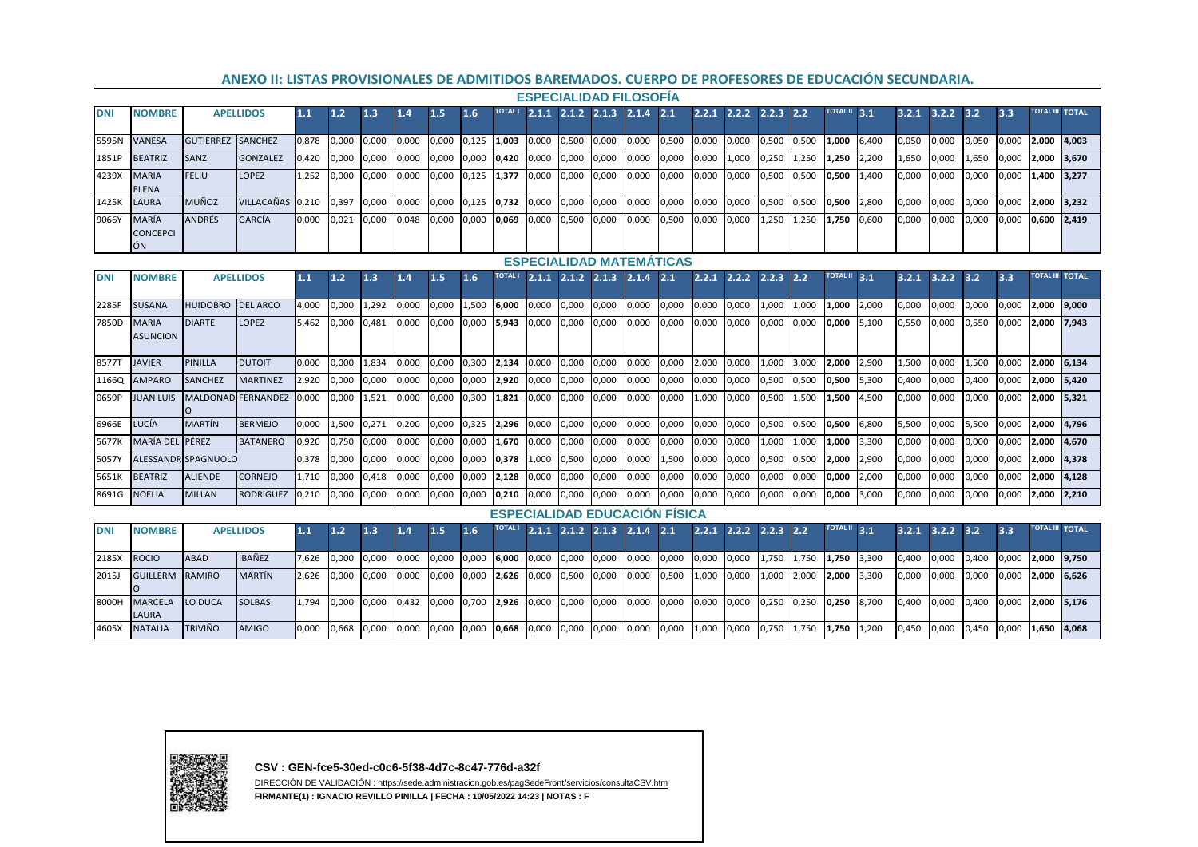## ANEXO II: LISTAS PROVISIONALES DE ADMITIDOS BAREMADOS. CUERPO DE PROFESORES DE EDUCACIÓN SECUNDARIA.

### ESPECIALIDAD FILOSOFÍA

| DNI | NOMBRE | APELLIDOS | | 1.1 | 1.2 | 1.3 | 1.4 | 1.5 | 1.6 | TOTAL I | 2.1.1 | 2.1.2 | 2.1.3 | 2.1.4 | 2.1 | 2.2.1 | 2.2.2 | 2.2.3 | 2.2 | TOTAL II | 3.1 | 3.2.1 | 3.2.2 | 3.2 | 3.3 | TOTAL III | TOTAL |
|---|---|---|---|---|---|---|---|---|---|---|---|---|---|---|---|---|---|---|---|---|---|---|---|---|---|---|---|
| 5595N | VANESA | GUTIERREZ | SANCHEZ | 0,878 | 0,000 | 0,000 | 0,000 | 0,000 | 0,125 | **1,003** | 0,000 | 0,500 | 0,000 | 0,000 | 0,500 | 0,000 | 0,000 | 0,500 | 0,500 | **1,000** | 6,400 | 0,050 | 0,000 | 0,050 | 0,000 | **2,000** | **4,003** |
| 1851P | BEATRIZ | SANZ | GONZALEZ | 0,420 | 0,000 | 0,000 | 0,000 | 0,000 | 0,000 | **0,420** | 0,000 | 0,000 | 0,000 | 0,000 | 0,000 | 0,000 | 1,000 | 0,250 | 1,250 | **1,250** | 2,200 | 1,650 | 0,000 | 1,650 | 0,000 | **2,000** | **3,670** |
| 4239X | MARIA ELENA | FELIU | LOPEZ | 1,252 | 0,000 | 0,000 | 0,000 | 0,000 | 0,125 | **1,377** | 0,000 | 0,000 | 0,000 | 0,000 | 0,000 | 0,000 | 0,000 | 0,500 | 0,500 | **0,500** | 1,400 | 0,000 | 0,000 | 0,000 | 0,000 | **1,400** | **3,277** |
| 1425K | LAURA | MUÑOZ | VILLACAÑAS | 0,210 | 0,397 | 0,000 | 0,000 | 0,000 | 0,125 | **0,732** | 0,000 | 0,000 | 0,000 | 0,000 | 0,000 | 0,000 | 0,000 | 0,500 | 0,500 | **0,500** | 2,800 | 0,000 | 0,000 | 0,000 | 0,000 | **2,000** | **3,232** |
| 9066Y | MARÍA CONCEPCIÓN | ANDRÉS | GARCÍA | 0,000 | 0,021 | 0,000 | 0,048 | 0,000 | 0,000 | **0,069** | 0,000 | 0,500 | 0,000 | 0,000 | 0,500 | 0,000 | 0,000 | 1,250 | 1,250 | **1,750** | 0,600 | 0,000 | 0,000 | 0,000 | 0,000 | **0,600** | **2,419** |

### ESPECIALIDAD MATEMÁTICAS

| DNI | NOMBRE | APELLIDOS | | 1.1 | 1.2 | 1.3 | 1.4 | 1.5 | 1.6 | TOTAL I | 2.1.1 | 2.1.2 | 2.1.3 | 2.1.4 | 2.1 | 2.2.1 | 2.2.2 | 2.2.3 | 2.2 | TOTAL II | 3.1 | 3.2.1 | 3.2.2 | 3.2 | 3.3 | TOTAL III | TOTAL |
|---|---|---|---|---|---|---|---|---|---|---|---|---|---|---|---|---|---|---|---|---|---|---|---|---|---|---|---|
| 2285F | SUSANA | HUIDOBRO | DEL ARCO | 4,000 | 0,000 | 1,292 | 0,000 | 0,000 | 1,500 | **6,000** | 0,000 | 0,000 | 0,000 | 0,000 | 0,000 | 0,000 | 0,000 | 1,000 | 1,000 | **1,000** | 2,000 | 0,000 | 0,000 | 0,000 | 0,000 | **2,000** | **9,000** |
| 7850D | MARIA ASUNCION | DIARTE | LOPEZ | 5,462 | 0,000 | 0,481 | 0,000 | 0,000 | 0,000 | **5,943** | 0,000 | 0,000 | 0,000 | 0,000 | 0,000 | 0,000 | 0,000 | 0,000 | 0,000 | **0,000** | 5,100 | 0,550 | 0,000 | 0,550 | 0,000 | **2,000** | **7,943** |
| 8577T | JAVIER | PINILLA | DUTOIT | 0,000 | 0,000 | 1,834 | 0,000 | 0,000 | 0,300 | **2,134** | 0,000 | 0,000 | 0,000 | 0,000 | 0,000 | 2,000 | 0,000 | 1,000 | 3,000 | **2,000** | 2,900 | 1,500 | 0,000 | 1,500 | 0,000 | **2,000** | **6,134** |
| 1166Q | AMPARO | SANCHEZ | MARTINEZ | 2,920 | 0,000 | 0,000 | 0,000 | 0,000 | 0,000 | **2,920** | 0,000 | 0,000 | 0,000 | 0,000 | 0,000 | 0,000 | 0,000 | 0,500 | 0,500 | **0,500** | 5,300 | 0,400 | 0,000 | 0,400 | 0,000 | **2,000** | **5,420** |
| 0659P | JUAN LUIS | MALDONADO | FERNANDEZ | 0,000 | 0,000 | 1,521 | 0,000 | 0,000 | 0,300 | **1,821** | 0,000 | 0,000 | 0,000 | 0,000 | 0,000 | 1,000 | 0,000 | 0,500 | 1,500 | **1,500** | 4,500 | 0,000 | 0,000 | 0,000 | 0,000 | **2,000** | **5,321** |
| 6966E | LUCÍA | MARTÍN | BERMEJO | 0,000 | 1,500 | 0,271 | 0,200 | 0,000 | 0,325 | **2,296** | 0,000 | 0,000 | 0,000 | 0,000 | 0,000 | 0,000 | 0,000 | 0,500 | 0,500 | **0,500** | 6,800 | 5,500 | 0,000 | 5,500 | 0,000 | **2,000** | **4,796** |
| 5677K | MARÍA DEL | PÉREZ | BATANERO | 0,920 | 0,750 | 0,000 | 0,000 | 0,000 | 0,000 | **1,670** | 0,000 | 0,000 | 0,000 | 0,000 | 0,000 | 0,000 | 0,000 | 1,000 | 1,000 | **1,000** | 3,300 | 0,000 | 0,000 | 0,000 | 0,000 | **2,000** | **4,670** |
| 5057Y | ALESSANDR | SPAGNUOLO | | 0,378 | 0,000 | 0,000 | 0,000 | 0,000 | 0,000 | **0,378** | 1,000 | 0,500 | 0,000 | 0,000 | 1,500 | 0,000 | 0,000 | 0,500 | 0,500 | **2,000** | 2,900 | 0,000 | 0,000 | 0,000 | 0,000 | **2,000** | **4,378** |
| 5651K | BEATRIZ | ALIENDE | CORNEJO | 1,710 | 0,000 | 0,418 | 0,000 | 0,000 | 0,000 | **2,128** | 0,000 | 0,000 | 0,000 | 0,000 | 0,000 | 0,000 | 0,000 | 0,000 | 0,000 | **0,000** | 2,000 | 0,000 | 0,000 | 0,000 | 0,000 | **2,000** | **4,128** |
| 8691G | NOELIA | MILLAN | RODRIGUEZ | 0,210 | 0,000 | 0,000 | 0,000 | 0,000 | 0,000 | **0,210** | 0,000 | 0,000 | 0,000 | 0,000 | 0,000 | 0,000 | 0,000 | 0,000 | 0,000 | **0,000** | 3,000 | 0,000 | 0,000 | 0,000 | 0,000 | **2,000** | **2,210** |

### ESPECIALIDAD EDUCACIÓN FÍSICA

| DNI | NOMBRE | APELLIDOS | | 1.1 | 1.2 | 1.3 | 1.4 | 1.5 | 1.6 | TOTAL I | 2.1.1 | 2.1.2 | 2.1.3 | 2.1.4 | 2.1 | 2.2.1 | 2.2.2 | 2.2.3 | 2.2 | TOTAL II | 3.1 | 3.2.1 | 3.2.2 | 3.2 | 3.3 | TOTAL III | TOTAL |
|---|---|---|---|---|---|---|---|---|---|---|---|---|---|---|---|---|---|---|---|---|---|---|---|---|---|---|---|
| 2185X | ROCIO | ABAD | IBAÑEZ | 7,626 | 0,000 | 0,000 | 0,000 | 0,000 | 0,000 | **6,000** | 0,000 | 0,000 | 0,000 | 0,000 | 0,000 | 0,000 | 0,000 | 1,750 | 1,750 | **1,750** | 3,300 | 0,400 | 0,000 | 0,400 | 0,000 | **2,000** | **9,750** |
| 2015J | GUILLERMO | RAMIRO | MARTÍN | 2,626 | 0,000 | 0,000 | 0,000 | 0,000 | 0,000 | **2,626** | 0,000 | 0,500 | 0,000 | 0,000 | 0,500 | 1,000 | 0,000 | 1,000 | 2,000 | **2,000** | 3,300 | 0,000 | 0,000 | 0,000 | 0,000 | **2,000** | **6,626** |
| 8000H | MARCELA LAURA | LO DUCA | SOLBAS | 1,794 | 0,000 | 0,000 | 0,432 | 0,000 | 0,700 | **2,926** | 0,000 | 0,000 | 0,000 | 0,000 | 0,000 | 0,000 | 0,000 | 0,250 | 0,250 | **0,250** | 8,700 | 0,400 | 0,000 | 0,400 | 0,000 | **2,000** | **5,176** |
| 4605X | NATALIA | TRIVIÑO | AMIGO | 0,000 | 0,668 | 0,000 | 0,000 | 0,000 | 0,000 | **0,668** | 0,000 | 0,000 | 0,000 | 0,000 | 0,000 | 1,000 | 0,000 | 0,750 | 1,750 | **1,750** | 1,200 | 0,450 | 0,000 | 0,450 | 0,000 | **1,650** | **4,068** |

**CSV : GEN-fce5-30ed-c0c6-5f38-4d7c-8c47-776d-a32f**

DIRECCIÓN DE VALIDACIÓN : https://sede.administracion.gob.es/pagSedeFront/servicios/consultaCSV.htm

**FIRMANTE(1) : IGNACIO REVILLO PINILLA | FECHA : 10/05/2022 14:23 | NOTAS : F**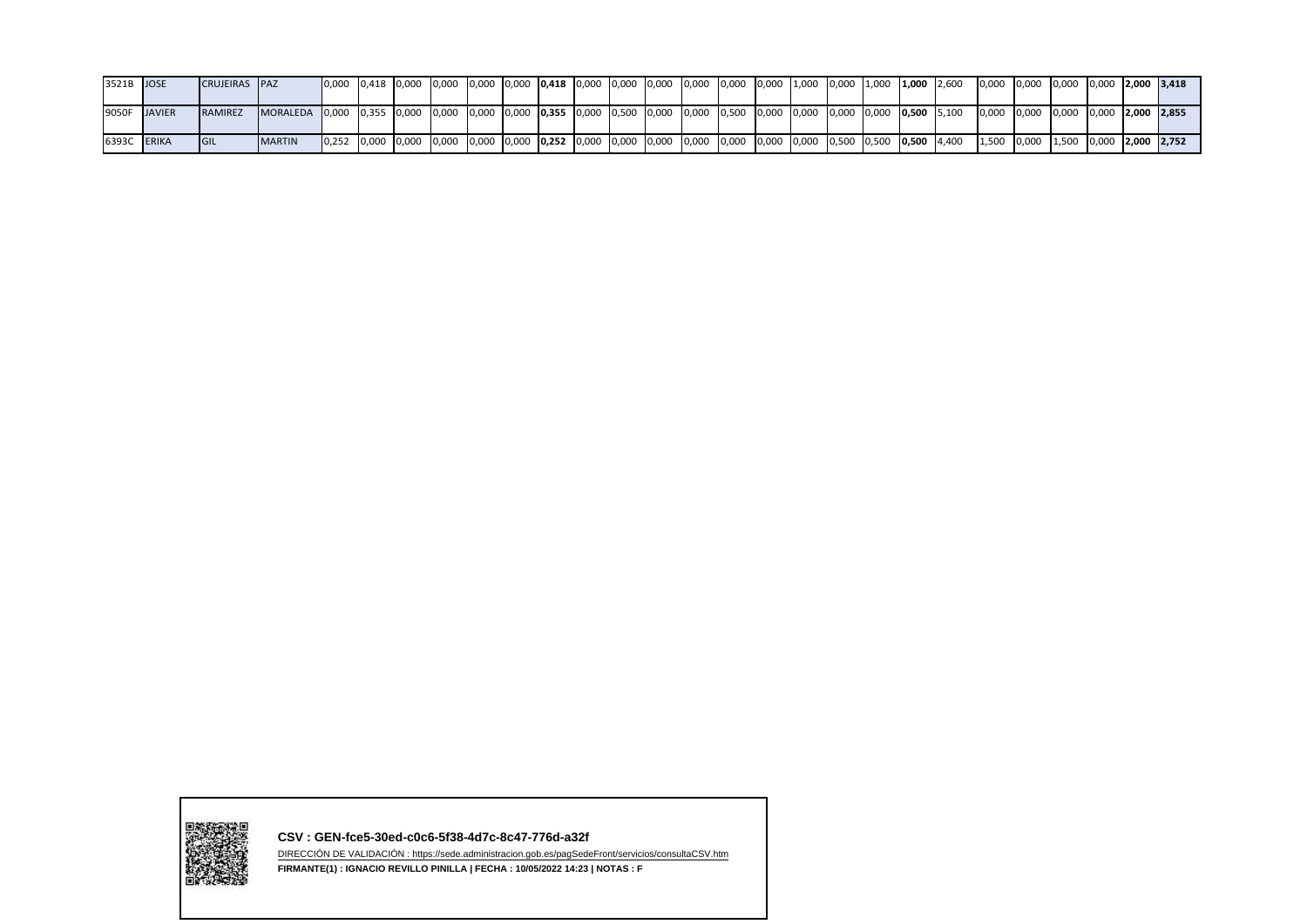| | | | | | | | | | | | | | | | | | | | | | | | | | | | | | | |
|---|---|---|---|---|---|---|---|---|---|---|---|---|---|---|---|---|---|---|---|---|---|---|---|---|---|---|---|---|---|---|
| 3521B | JOSE | CRUJEIRAS | PAZ | 0,000 | 0,418 | 0,000 | 0,000 | 0,000 | 0,000 | **0,418** | 0,000 | 0,000 | 0,000 | 0,000 | 0,000 | 0,000 | 1,000 | 0,000 | 1,000 | **1,000** | 2,600 | 0,000 | 0,000 | 0,000 | 0,000 | **2,000** | **3,418** |
| 9050F | JAVIER | RAMIREZ | MORALEDA | 0,000 | 0,355 | 0,000 | 0,000 | 0,000 | 0,000 | **0,355** | 0,000 | 0,500 | 0,000 | 0,000 | 0,500 | 0,000 | 0,000 | 0,000 | 0,000 | **0,500** | 5,100 | 0,000 | 0,000 | 0,000 | 0,000 | **2,000** | **2,855** |
| 6393C | ERIKA | GIL | MARTIN | 0,252 | 0,000 | 0,000 | 0,000 | 0,000 | 0,000 | **0,252** | 0,000 | 0,000 | 0,000 | 0,000 | 0,000 | 0,000 | 0,000 | 0,500 | 0,500 | **0,500** | 4,400 | 1,500 | 0,000 | 1,500 | 0,000 | **2,000** | **2,752** |

**CSV : GEN-fce5-30ed-c0c6-5f38-4d7c-8c47-776d-a32f**

DIRECCIÓN DE VALIDACIÓN : https://sede.administracion.gob.es/pagSedeFront/servicios/consultaCSV.htm

**FIRMANTE(1) : IGNACIO REVILLO PINILLA | FECHA : 10/05/2022 14:23 | NOTAS : F**